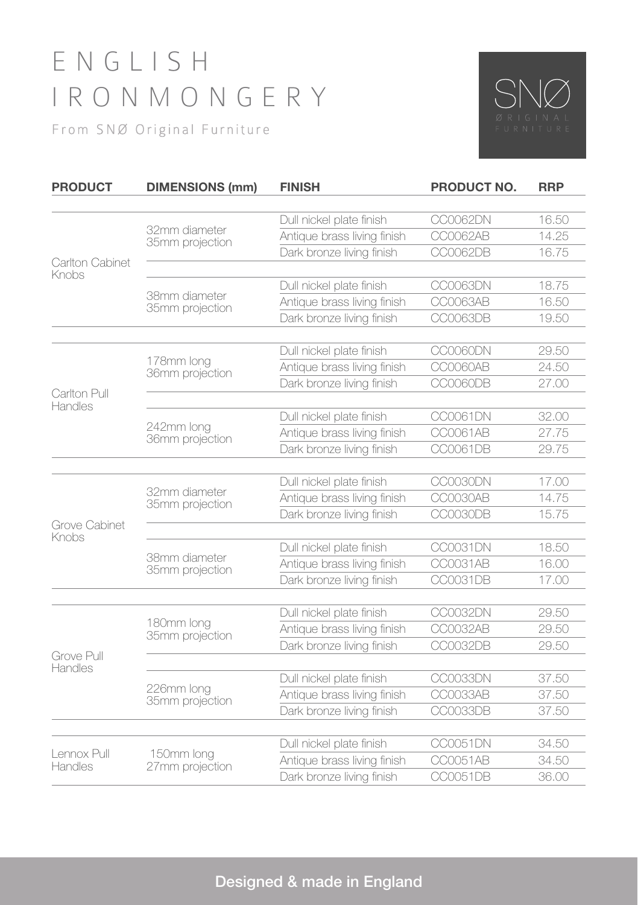# ENGLISH IRONMONGERY

From SNØ Original Furniture

SNØ
ØRIGINAL FURNITURE

| PRODUCT | DIMENSIONS (mm) | FINISH | PRODUCT NO. | RRP |
|---|---|---|---|---|
| Carlton Cabinet Knobs | 32mm diameter 35mm projection | Dull nickel plate finish | CC0062DN | 16.50 |
| | | Antique brass living finish | CC0062AB | 14.25 |
| | | Dark bronze living finish | CC0062DB | 16.75 |
| | 38mm diameter 35mm projection | Dull nickel plate finish | CC0063DN | 18.75 |
| | | Antique brass living finish | CC0063AB | 16.50 |
| | | Dark bronze living finish | CC0063DB | 19.50 |
| Carlton Pull Handles | 178mm long 36mm projection | Dull nickel plate finish | CC0060DN | 29.50 |
| | | Antique brass living finish | CC0060AB | 24.50 |
| | | Dark bronze living finish | CC0060DB | 27.00 |
| | 242mm long 36mm projection | Dull nickel plate finish | CC0061DN | 32.00 |
| | | Antique brass living finish | CC0061AB | 27.75 |
| | | Dark bronze living finish | CC0061DB | 29.75 |
| Grove Cabinet Knobs | 32mm diameter 35mm projection | Dull nickel plate finish | CC0030DN | 17.00 |
| | | Antique brass living finish | CC0030AB | 14.75 |
| | | Dark bronze living finish | CC0030DB | 15.75 |
| | 38mm diameter 35mm projection | Dull nickel plate finish | CC0031DN | 18.50 |
| | | Antique brass living finish | CC0031AB | 16.00 |
| | | Dark bronze living finish | CC0031DB | 17.00 |
| Grove Pull Handles | 180mm long 35mm projection | Dull nickel plate finish | CC0032DN | 29.50 |
| | | Antique brass living finish | CC0032AB | 29.50 |
| | | Dark bronze living finish | CC0032DB | 29.50 |
| | 226mm long 35mm projection | Dull nickel plate finish | CC0033DN | 37.50 |
| | | Antique brass living finish | CC0033AB | 37.50 |
| | | Dark bronze living finish | CC0033DB | 37.50 |
| Lennox Pull Handles | 150mm long 27mm projection | Dull nickel plate finish | CC0051DN | 34.50 |
| | | Antique brass living finish | CC0051AB | 34.50 |
| | | Dark bronze living finish | CC0051DB | 36.00 |

Designed & made in England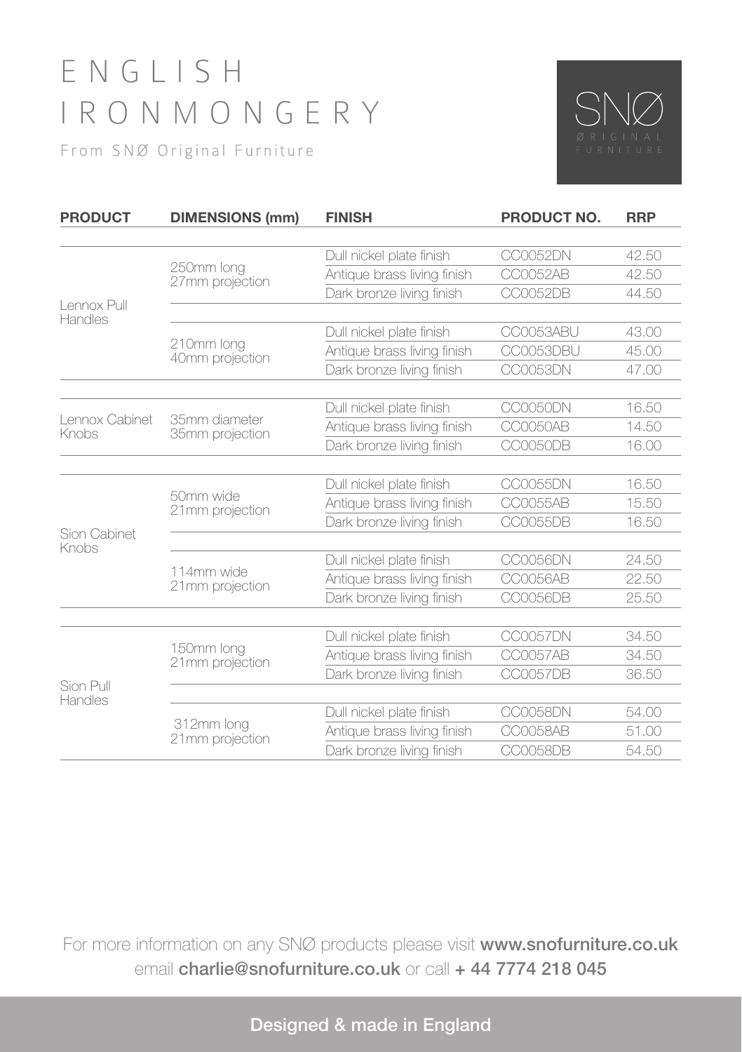# ENGLISH IRONMONGERY

From SNØ Original Furniture

SNØ ØRIGINAL FURNITURE

| PRODUCT | DIMENSIONS (mm) | FINISH | PRODUCT NO. | RRP |
|---|---|---|---|---|
| Lennox Pull Handles | 250mm long 27mm projection | Dull nickel plate finish | CC0052DN | 42.50 |
| | | Antique brass living finish | CC0052AB | 42.50 |
| | | Dark bronze living finish | CC0052DB | 44.50 |
| | 210mm long 40mm projection | Dull nickel plate finish | CC0053ABU | 43.00 |
| | | Antique brass living finish | CC0053DBU | 45.00 |
| | | Dark bronze living finish | CC0053DN | 47.00 |
| Lennox Cabinet Knobs | 35mm diameter 35mm projection | Dull nickel plate finish | CC0050DN | 16.50 |
| | | Antique brass living finish | CC0050AB | 14.50 |
| | | Dark bronze living finish | CC0050DB | 16.00 |
| Sion Cabinet Knobs | 50mm wide 21mm projection | Dull nickel plate finish | CC0055DN | 16.50 |
| | | Antique brass living finish | CC0055AB | 15.50 |
| | | Dark bronze living finish | CC0055DB | 16.50 |
| | 114mm wide 21mm projection | Dull nickel plate finish | CC0056DN | 24.50 |
| | | Antique brass living finish | CC0056AB | 22.50 |
| | | Dark bronze living finish | CC0056DB | 25.50 |
| Sion Pull Handles | 150mm long 21mm projection | Dull nickel plate finish | CC0057DN | 34.50 |
| | | Antique brass living finish | CC0057AB | 34.50 |
| | | Dark bronze living finish | CC0057DB | 36.50 |
| | 312mm long 21mm projection | Dull nickel plate finish | CC0058DN | 54.00 |
| | | Antique brass living finish | CC0058AB | 51.00 |
| | | Dark bronze living finish | CC0058DB | 54.50 |

For more information on any SNØ products please visit **www.snofurniture.co.uk**
email **charlie@snofurniture.co.uk** or call **+ 44 7774 218 045**

**Designed & made in England**